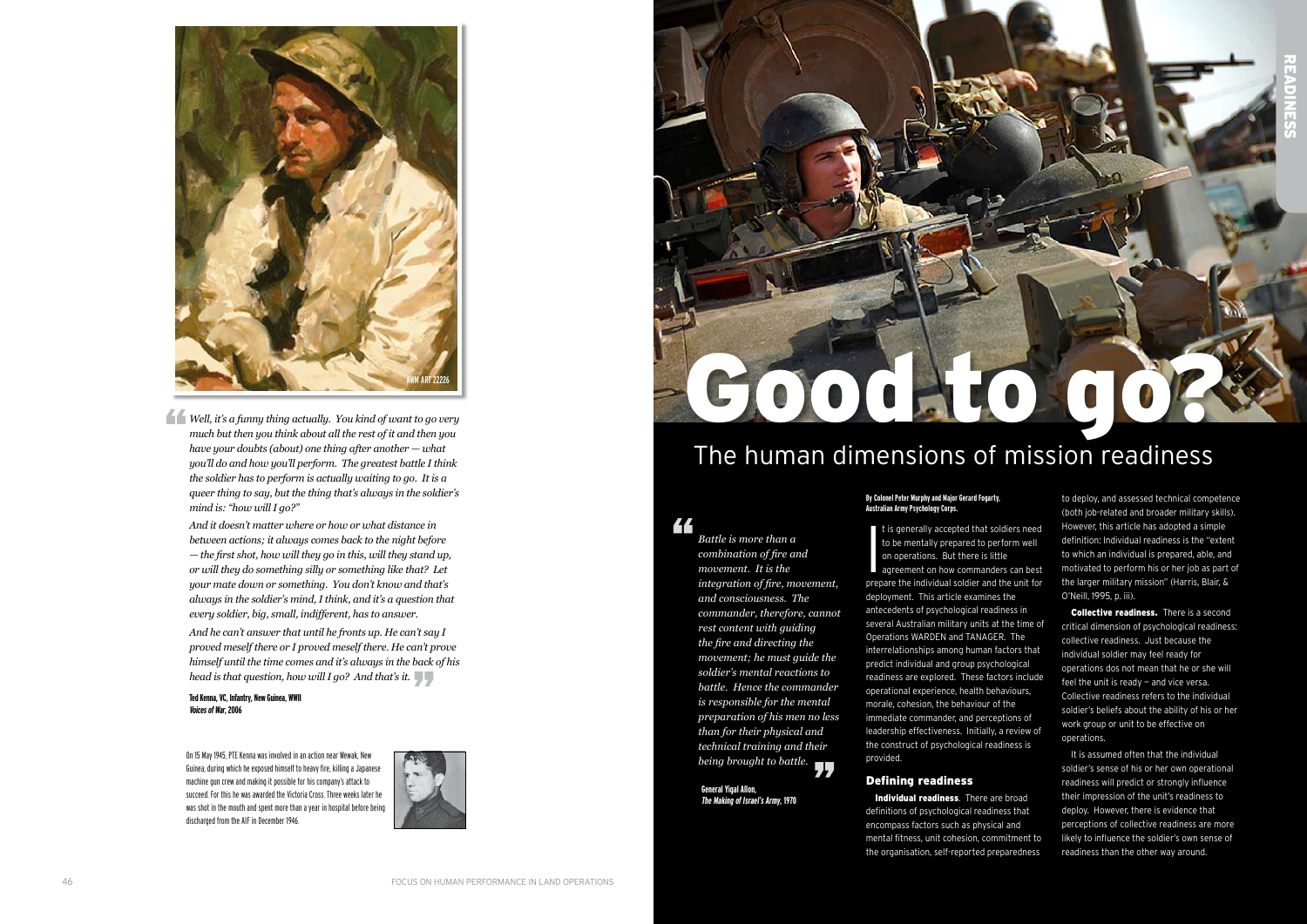*Well, it's a funny thing actually. You kind of want to go very much but then you think about all the rest of it and then you have your doubts (about) one thing after another — what you'll do and how you'll perform. The greatest battle I think the soldier has to perform is actually waiting to go. It is a queer thing to say, but the thing that's always in the soldier's mind is: "how will I go?"*

*And it doesn't matter where or how or what distance in between actions; it always comes back to the night before — the first shot, how will they go in this, will they stand up, or will they do something silly or something like that? Let your mate down or something. You don't know and that's always in the soldier's mind, I think, and it's a question that every soldier, big, small, indifferent, has to answer.*

*And he can't answer that until he fronts up. He can't say I proved meself there or I proved meself there. He can't prove himself until the time comes and it's always in the back of his head is that question, how will I go? And that's it.*

**Ted Kenna, VC, Infantry, New Guinea, WWII**
***Voices of War*, 2006**

On 15 May 1945, PTE Kenna was involved in an action near Wewak, New Guinea, during which he exposed himself to heavy fire, killing a Japanese machine gun crew and making it possible for his company's attack to succeed. For this he was awarded the Victoria Cross. Three weeks later he was shot in the mouth and spent more than a year in hospital before being discharged from the AIF in December 1946.

# Good to go?

## The human dimensions of mission readiness

*Battle is more than a combination of fire and movement. It is the integration of fire, movement, and consciousness. The commander, therefore, cannot rest content with guiding the fire and directing the movement; he must guide the soldier's mental reactions to battle. Hence the commander is responsible for the mental preparation of his men no less than for their physical and technical training and their being brought to battle.*

**General Yigal Allon,**
***The Making of Israel's Army*, 1970**

**By Colonel Peter Murphy and Major Gerard Fogarty, Australian Army Psychology Corps.**

It is generally accepted that soldiers need to be mentally prepared to perform well on operations. But there is little agreement on how commanders can best prepare the individual soldier and the unit for deployment. This article examines the antecedents of psychological readiness in several Australian military units at the time of Operations WARDEN and TANAGER. The interrelationships among human factors that predict individual and group psychological readiness are explored. These factors include operational experience, health behaviours, morale, cohesion, the behaviour of the immediate commander, and perceptions of leadership effectiveness. Initially, a review of the construct of psychological readiness is provided.

### Defining readiness

**Individual readiness**. There are broad definitions of psychological readiness that encompass factors such as physical and mental fitness, unit cohesion, commitment to the organisation, self-reported preparedness to deploy, and assessed technical competence (both job-related and broader military skills). However, this article has adopted a simple definition: Individual readiness is the "extent to which an individual is prepared, able, and motivated to perform his or her job as part of the larger military mission" (Harris, Blair, & O'Neill, 1995, p. iii).

**Collective readiness.** There is a second critical dimension of psychological readiness: collective readiness. Just because the individual soldier may feel ready for operations dos not mean that he or she will feel the unit is ready – and vice versa. Collective readiness refers to the individual soldier's beliefs about the ability of his or her work group or unit to be effective on operations.

It is assumed often that the individual soldier's sense of his or her own operational readiness will predict or strongly influence their impression of the unit's readiness to deploy. However, there is evidence that perceptions of collective readiness are more likely to influence the soldier's own sense of readiness than the other way around.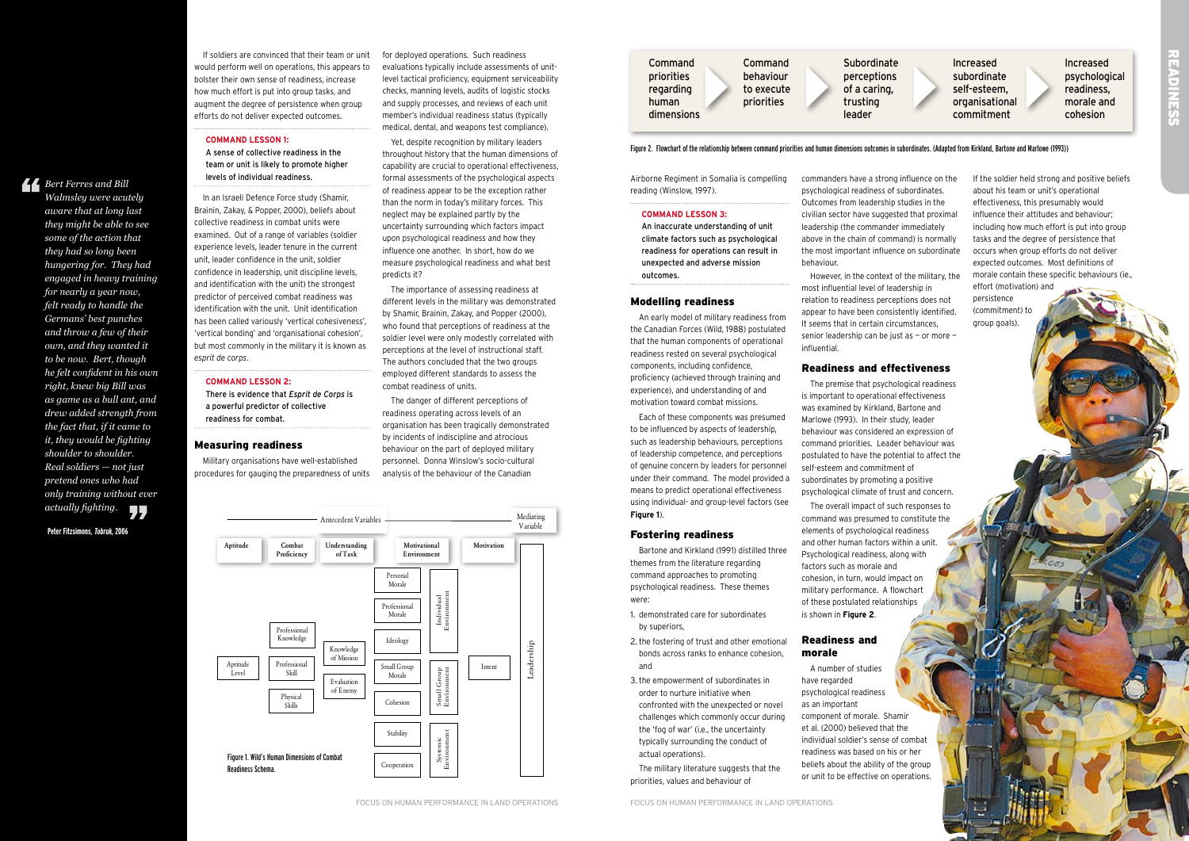> *Bert Ferres and Bill Walmsley were acutely aware that at long last they might be able to see some of the action that they had so long been hungering for. They had engaged in heavy training for nearly a year now, felt ready to handle the Germans' best punches and throw a few of their own, and they wanted it to be now. Bert, though he felt confident in his own right, knew big Bill was as game as a bull ant, and drew added strength from the fact that, if it came to it, they would be fighting shoulder to shoulder. Real soldiers — not just pretend ones who had only training without ever actually fighting.*
>
> Peter Fitzsimons, *Tobruk*, 2006

If soldiers are convinced that their team or unit would perform well on operations, this appears to bolster their own sense of readiness, increase how much effort is put into group tasks, and augment the degree of persistence when group efforts do not deliver expected outcomes.

**COMMAND LESSON 1:**
A sense of collective readiness in the team or unit is likely to promote higher levels of individual readiness.

In an Israeli Defence Force study (Shamir, Brainin, Zakay, & Popper, 2000), beliefs about collective readiness in combat units were examined. Out of a range of variables (soldier experience levels, leader tenure in the current unit, leader confidence in the unit, soldier confidence in leadership, unit discipline levels, and identification with the unit) the strongest predictor of perceived combat readiness was identification with the unit. Unit identification has been called variously 'vertical cohesiveness', 'vertical bonding' and 'organisational cohesion', but most commonly in the military it is known as *esprit de corps*.

**COMMAND LESSON 2:**
There is evidence that *Esprit de Corps* is a powerful predictor of collective readiness for combat.

## Measuring readiness

Military organisations have well-established procedures for gauging the preparedness of units for deployed operations. Such readiness evaluations typically include assessments of unit-level tactical proficiency, equipment serviceability checks, manning levels, audits of logistic stocks and supply processes, and reviews of each unit member's individual readiness status (typically medical, dental, and weapons test compliance).

Yet, despite recognition by military leaders throughout history that the human dimensions of capability are crucial to operational effectiveness, formal assessments of the psychological aspects of readiness appear to be the exception rather than the norm in today's military forces. This neglect may be explained partly by the uncertainty surrounding which factors impact upon psychological readiness and how they influence one another. In short, how do we measure psychological readiness and what best predicts it?

The importance of assessing readiness at different levels in the military was demonstrated by Shamir, Brainin, Zakay, and Popper (2000), who found that perceptions of readiness at the soldier level were only modestly correlated with perceptions at the level of instructional staff. The authors concluded that the two groups employed different standards to assess the combat readiness of units.

The danger of different perceptions of readiness operating across levels of an organisation has been tragically demonstrated by incidents of indiscipline and atrocious behaviour on the part of deployed military personnel. Donna Winslow's socio-cultural analysis of the behaviour of the Canadian Airborne Regiment in Somalia is compelling reading (Winslow, 1997).

**COMMAND LESSON 3:**
An inaccurate understanding of unit climate factors such as psychological readiness for operations can result in unexpected and adverse mission outcomes.

## Modelling readiness

An early model of military readiness from the Canadian Forces (Wild, 1988) postulated that the human components of operational readiness rested on several psychological components, including confidence, proficiency (achieved through training and experience), and understanding of and motivation toward combat missions.

Each of these components was presumed to be influenced by aspects of leadership, such as leadership behaviours, perceptions of leadership competence, and perceptions of genuine concern by leaders for personnel under their command. The model provided a means to predict operational effectiveness using individual- and group-level factors (see **Figure 1**).

| Antecedent Variables | | | | | Mediating Variable |
|---|---|---|---|---|---|
| Aptitude | Combat Proficiency | Understanding of Task | Motivational Environment | Motivation | Leadership |
| Aptitude Level | Professional Knowledge | Knowledge of Mission | Individual Environment: Personal Morale, Professional Morale | Intent | |
| | Professional Skill | Evaluation of Enemy | Small Group Environment: Ideology, Small Group Morale, Cohesion | | |
| | Physical Skills | | Systemic Environment: Stability, Cooperation | | |

Figure 1. Wild's Human Dimensions of Combat Readiness Schema.

## Fostering readiness

Bartone and Kirkland (1991) distilled three themes from the literature regarding command approaches to promoting psychological readiness. These themes were:

1. demonstrated care for subordinates by superiors,
2. the fostering of trust and other emotional bonds across ranks to enhance cohesion, and
3. the empowerment of subordinates in order to nurture initiative when confronted with the unexpected or novel challenges which commonly occur during the 'fog of war' (i.e., the uncertainty typically surrounding the conduct of actual operations).

The military literature suggests that the priorities, values and behaviour of commanders have a strong influence on the psychological readiness of subordinates. Outcomes from leadership studies in the civilian sector have suggested that proximal leadership (the commander immediately above in the chain of command) is normally the most important influence on subordinate behaviour.

However, in the context of the military, the most influential level of leadership in relation to readiness perceptions does not appear to have been consistently identified. It seems that in certain circumstances, senior leadership can be just as – or more – influential.

## Readiness and effectiveness

The premise that psychological readiness is important to operational effectiveness was examined by Kirkland, Bartone and Marlowe (1993). In their study, leader behaviour was considered an expression of command priorities. Leader behaviour was postulated to have the potential to affect the self-esteem and commitment of subordinates by promoting a positive psychological climate of trust and concern.

The overall impact of such responses to command was presumed to constitute the elements of psychological readiness and other human factors within a unit. Psychological readiness, along with factors such as morale and cohesion, in turn, would impact on military performance. A flowchart of these postulated relationships is shown in **Figure 2**.

Command priorities regarding human dimensions → Command behaviour to execute priorities → Subordinate perceptions of a caring, trusting leader → Increased subordinate self-esteem, organisational commitment → Increased psychological readiness, morale and cohesion

Figure 2. Flowchart of the relationship between command priorities and human dimensions outcomes in subordinates. (Adapted from Kirkland, Bartone and Marlowe (1993))

## Readiness and morale

A number of studies have regarded psychological readiness as an important component of morale. Shamir et al. (2000) believed that the individual soldier's sense of combat readiness was based on his or her beliefs about the ability of the group or unit to be effective on operations. If the soldier held strong and positive beliefs about his team or unit's operational effectiveness, this presumably would influence their attitudes and behaviour; including how much effort is put into group tasks and the degree of persistence that occurs when group efforts do not deliver expected outcomes. Most definitions of morale contain these specific behaviours (ie., effort (motivation) and persistence (commitment) to group goals).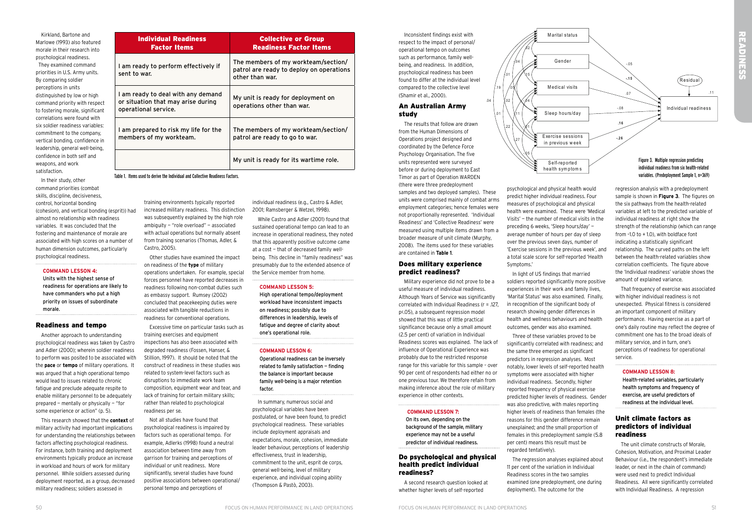Kirkland, Bartone and Marlowe (1993) also featured morale in their research into psychological readiness. They examined command priorities in U.S. Army units. By comparing soldier perceptions in units distinguished by low or high command priority with respect to fostering morale, significant correlations were found with six soldier readiness variables: commitment to the company, vertical bonding, confidence in leadership, general well-being, confidence in both self and weapons, and work satisfaction.

| Individual Readiness Factor Items | Collective or Group Readiness Factor Items |
|---|---|
| I am ready to perform effectively if sent to war. | The members of my workteam/section/patrol are ready to deploy on operations other than war. |
| I am ready to deal with any demand or situation that may arise during operational service. | My unit is ready for deployment on operations other than war. |
| I am prepared to risk my life for the members of my workteam. | The members of my workteam/section/patrol are ready to go to war. |
| | My unit is ready for its wartime role. |

Table 1. Items used to derive the Individual and Collective Readiness Factors.

In their study, other command priorities (combat skills, discipline, decisiveness, control, horizontal bonding (cohesion), and vertical bonding (esprit)) had almost no relationship with readiness variables. It was concluded that the fostering and maintenance of morale are associated with high scores on a number of human dimension outcomes, particularly psychological readiness.

**COMMAND LESSON 4:**
Units with the highest sense of readiness for operations are likely to have commanders who put a high priority on issues of subordinate morale.

## Readiness and tempo

Another approach to understanding psychological readiness was taken by Castro and Adler (2000); wherein soldier readiness to perform was posited to be associated with the **pace** or **tempo** of military operations. It was argued that a high operational tempo would lead to issues related to chronic fatigue and preclude adequate respite to enable military personnel to be adequately prepared — mentally or physically — "for some experience or action" (p. 5).

This research showed that the **context** of military activity had important implications for understanding the relationships between factors affecting psychological readiness. For instance, both training and deployment environments typically produce an increase in workload and hours of work for military personnel. While soldiers assessed during deployment reported, as a group, decreased military readiness; soldiers assessed in training environments typically reported increased military readiness. This distinction was subsequently explained by the high role ambiguity — "role overload" — associated with actual operations but normally absent from training scenarios (Thomas, Adler, & Castro, 2005).

Other studies have examined the impact on readiness of the **type** of military operations undertaken. For example, special forces personnel have reported decreases in readiness following non-combat duties such as embassy support. Rumsey (2002) concluded that peacekeeping duties were associated with tangible reductions in readiness for conventional operations.

Excessive time on particular tasks such as training exercises and equipment inspections has also been associated with degraded readiness (Fossen, Hanser, & Stillion, 1997). It should be noted that the construct of readiness in these studies was related to system-level factors such as disruptions to immediate work team composition, equipment wear and tear, and lack of training for certain military skills; rather than related to psychological readiness per se.

Not all studies have found that psychological readiness is impaired by factors such as operational tempo. For example, Adlerks (1998) found a neutral association between time away from garrison for training and perceptions of individual or unit readiness. More significantly, several studies have found positive associations between operational/personal tempo and perceptions of individual readiness (e.g., Castro & Adler, 2001; Ramsberger & Wetzel, 1998).

While Castro and Adler (2001) found that sustained operational tempo can lead to an increase in operational readiness, they noted that this apparently positive outcome came at a cost — that of decreased family well-being. This decline in "family readiness" was presumably due to the extended absence of the Service member from home.

**COMMAND LESSON 5:**
High operational tempo/deployment workload have inconsistent impacts on readiness; possibly due to differences in leadership, levels of fatigue and degree of clarity about one's operational role.

**COMMAND LESSON 6:**
Operational readiness can be inversely related to family satisfaction — finding the balance is important because family well-being is a major retention factor.

In summary, numerous social and psychological variables have been postulated, or have been found, to predict psychological readiness. These variables include deployment appraisals and expectations, morale, cohesion, immediate leader behaviour, perceptions of leadership effectiveness, trust in leadership, commitment to the unit, esprit de corps, general well-being, level of military experience, and individual coping ability (Thompson & Pastò, 2003).

Inconsistent findings exist with respect to the impact of personal/operational tempo on outcomes such as performance, family well-being, and readiness. In addition, psychological readiness has been found to differ at the individual level compared to the collective level (Shamir et al., 2000).

## An Australian Army study

The results that follow are drawn from the Human Dimensions of Operations project designed and coordinated by the Defence Force Psychology Organisation. The five units represented were surveyed before or during deployment to East Timor as part of Operation WARDEN (there were three predeployment samples and two deployed samples). These units were comprised mainly of combat arms employment categories; hence females were not proportionally represented. 'Individual Readiness' and 'Collective Readiness' were measured using multiple items drawn from a broader measure of unit climate (Murphy, 2008). The items used for these variables are contained in **Table 1**.

## Does military experience predict readiness?

Military experience did not prove to be a useful measure of individual readiness. Although Years of Service was significantly correlated with Individual Readiness ($r = .127$, $p < .05$), a subsequent regression model showed that this was of little practical significance because only a small amount (2.5 per cent) of variation in Individual Readiness scores was explained. The lack of influence of Operational Experience was probably due to the restricted response range for this variable for this sample – over 90 per cent of respondents had either no or one previous tour. We therefore refrain from making inference about the role of military experience in other contexts.

**COMMAND LESSON 7:**
On its own, depending on the background of the sample, military experience may not be a useful predictor of individual readiness.

## Do psychological and physical health predict individual readiness?

A second research question looked at whether higher levels of self-reported psychological and physical health would predict higher individual readiness. Four measures of psychological and physical health were examined. These were 'Medical Visits' — the number of medical visits in the preceding 6 weeks, 'Sleep hours/day' — average number of hours per day of sleep over the previous seven days, number of 'Exercise sessions in the previous week', and a total scale score for self-reported 'Health Symptoms.'

In light of US findings that married soldiers reported significantly more positive experiences in their work and family lives, 'Marital Status' was also examined. Finally, in recognition of the significant body of research showing gender differences in health and wellness behaviours and health outcomes, gender was also examined.

Three of these variables proved to be significantly correlated with readiness; and the same three emerged as significant predictors in regression analyses. Most notably, lower levels of self-reported health symptoms were associated with higher individual readiness. Secondly, higher reported frequency of physical exercise predicted higher levels of readiness. Gender was also predictive, with males reporting higher levels of readiness than females (the reasons for this gender difference remain unexplained; and the small proportion of females in this predeployment sample (5.8 per cent) means this result must be regarded tentatively).

The regression analyses explained about 11 per cent of the variation in Individual Readiness scores in the two samples examined (one predeployment, one during deployment). The outcome for the regression analysis with a predeployment sample is shown in **Figure 3**. The figures on the six pathways from the health-related variables at left to the predicted variable of individual readiness at right show the strength of the relationship (which can range from -1.0 to + 1.0), with boldface font indicating a statistically significant relationship. The curved paths on the left between the health-related variables show correlation coefficients. The figure above the 'Individual readiness' variable shows the amount of explained variance.

Figure 3. Multiple regression predicting individual readiness from six health-related variables. (Predeployment Sample 1, n=369)

That frequency of exercise was associated with higher individual readiness is not unexpected. Physical fitness is considered an important component of military performance. Having exercise as a part of one's daily routine may reflect the degree of commitment one has to the broad ideals of military service, and in turn, one's perceptions of readiness for operational service.

**COMMAND LESSON 8:**
Health-related variables, particularly health symptoms and frequency of exercise, are useful predictors of readiness at the individual level.

## Unit climate factors as predictors of individual readiness

The unit climate constructs of Morale, Cohesion, Motivation, and Proximal Leader Behaviour (i.e., the respondent's immediate leader, or next in the chain of command) were used next to predict Individual Readiness. All were significantly correlated with Individual Readiness. A regression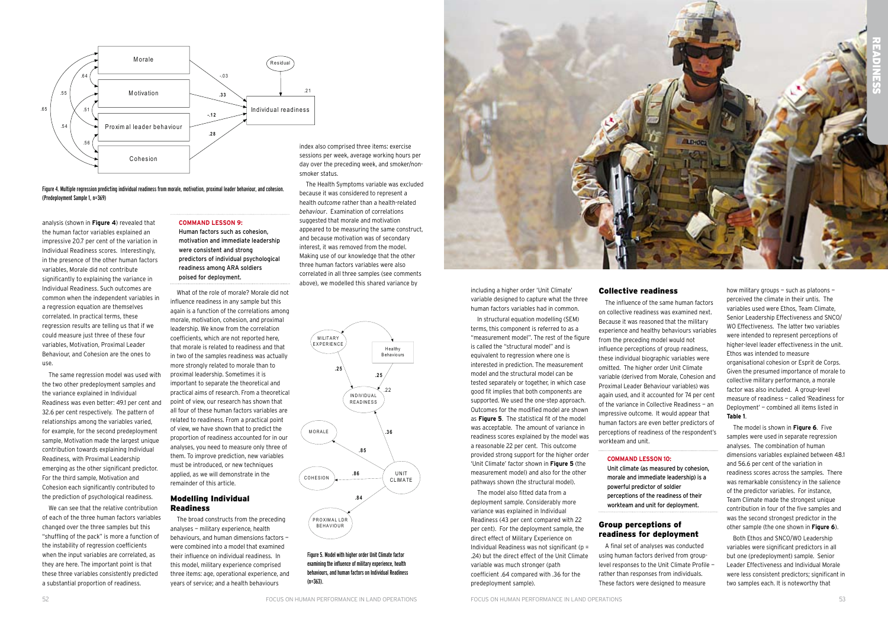Figure 4. Multiple regression predicting individual readiness from morale, motivation, proximal leader behaviour, and cohesion. (Predeployment Sample 1, n=369)

analysis (shown in **Figure 4**) revealed that the human factor variables explained an impressive 20.7 per cent of the variation in Individual Readiness scores. Interestingly, in the presence of the other human factors variables, Morale did not contribute significantly to explaining the variance in Individual Readiness. Such outcomes are common when the independent variables in a regression equation are themselves correlated. In practical terms, these regression results are telling us that if we could measure just three of these four variables, Motivation, Proximal Leader Behaviour, and Cohesion are the ones to use.

The same regression model was used with the two other predeployment samples and the variance explained in Individual Readiness was even better: 49.1 per cent and 32.6 per cent respectively. The pattern of relationships among the variables varied, for example, for the second predeployment sample, Motivation made the largest unique contribution towards explaining Individual Readiness, with Proximal Leadership emerging as the other significant predictor. For the third sample, Motivation and Cohesion each significantly contributed to the prediction of psychological readiness.

We can see that the relative contribution of each of the three human factors variables changed over the three samples but this "shuffling of the pack" is more a function of the instability of regression coefficients when the input variables are correlated, as they are here. The important point is that these three variables consistently predicted a substantial proportion of readiness.

**COMMAND LESSON 9:**
**Human factors such as cohesion, motivation and immediate leadership were consistent and strong predictors of individual psychological readiness among ARA soldiers poised for deployment.**

What of the role of morale? Morale did not influence readiness in any sample but this again is a function of the correlations among morale, motivation, cohesion, and proximal leadership. We know from the correlation coefficients, which are not reported here, that morale is related to readiness and that in two of the samples readiness was actually more strongly related to morale than to proximal leadership. Sometimes it is important to separate the theoretical and practical aims of research. From a theoretical point of view, our research has shown that all four of these human factors variables are related to readiness. From a practical point of view, we have shown that to predict the proportion of readiness accounted for in our analyses, you need to measure only three of them. To improve prediction, new variables must be introduced, or new techniques applied, as we will demonstrate in the remainder of this article.

## Modelling Individual Readiness

The broad constructs from the preceding analyses – military experience, health behaviours, and human dimensions factors – were combined into a model that examined their influence on individual readiness. In this model, military experience comprised three items: age, operational experience, and years of service; and a health behaviours index also comprised three items: exercise sessions per week, average working hours per day over the preceding week, and smoker/non-smoker status.

The Health Symptoms variable was excluded because it was considered to represent a health *outcome* rather than a health-related *behaviour*. Examination of correlations suggested that morale and motivation appeared to be measuring the same construct, and because motivation was of secondary interest, it was removed from the model. Making use of our knowledge that the other three human factors variables were also correlated in all three samples (see comments above), we modelled this shared variance by including a higher order 'Unit Climate' variable designed to capture what the three human factors variables had in common.

Figure 5. Model with higher order Unit Climate factor examining the influence of military experience, health behaviours, and human factors on Individual Readiness (n=363).

In structural equation modelling (SEM) terms, this component is referred to as a "measurement model". The rest of the figure is called the "structural model" and is equivalent to regression where one is interested in prediction. The measurement model and the structural model can be tested separately or together, in which case good fit implies that both components are supported. We used the one-step approach. Outcomes for the modified model are shown as **Figure 5**. The statistical fit of the model was acceptable. The amount of variance in readiness scores explained by the model was a reasonable 22 per cent. This outcome provided strong support for the higher order 'Unit Climate' factor shown in **Figure 5** (the measurement model) and also for the other pathways shown (the structural model).

The model also fitted data from a deployment sample. Considerably more variance was explained in Individual Readiness (43 per cent compared with 22 per cent). For the deployment sample, the direct effect of Military Experience on Individual Readiness was not significant ($p$ = .24) but the direct effect of the Unit Climate variable was much stronger (path coefficient .64 compared with .36 for the predeployment sample).

## Collective readiness

The influence of the same human factors on collective readiness was examined next. Because it was reasoned that the military experience and healthy behaviours variables from the preceding model would not influence perceptions of group readiness, these individual biographic variables were omitted. The higher order Unit Climate variable (derived from Morale, Cohesion and Proximal Leader Behaviour variables) was again used, and it accounted for 74 per cent of the variance in Collective Readiness – an impressive outcome. It would appear that human factors are even better predictors of perceptions of readiness of the respondent's workteam and unit.

**COMMAND LESSON 10:**
**Unit climate (as measured by cohesion, morale and immediate leadership) is a powerful predictor of soldier perceptions of the readiness of their workteam and unit for deployment.**

## Group perceptions of readiness for deployment

A final set of analyses was conducted using human factors derived from group-level responses to the Unit Climate Profile – rather than responses from individuals. These factors were designed to measure how military groups – such as platoons – perceived the climate in their units. The variables used were Ethos, Team Climate, Senior Leadership Effectiveness and SNCO/WO Effectiveness. The latter two variables were intended to represent perceptions of higher-level leader effectiveness in the unit. Ethos was intended to measure organisational cohesion or Esprit de Corps. Given the presumed importance of morale to collective military performance, a morale factor was also included. A group-level measure of readiness – called 'Readiness for Deployment' – combined all items listed in **Table 1**.

The model is shown in **Figure 6**. Five samples were used in separate regression analyses. The combination of human dimensions variables explained between 48.1 and 56.6 per cent of the variation in readiness scores across the samples. There was remarkable consistency in the salience of the predictor variables. For instance, Team Climate made the strongest unique contribution in four of the five samples and was the second strongest predictor in the other sample (the one shown in **Figure 6**).

Both Ethos and SNCO/WO Leadership variables were significant predictors in all but one (predeployment) sample. Senior Leader Effectiveness and Individual Morale were less consistent predictors; significant in two samples each. It is noteworthy that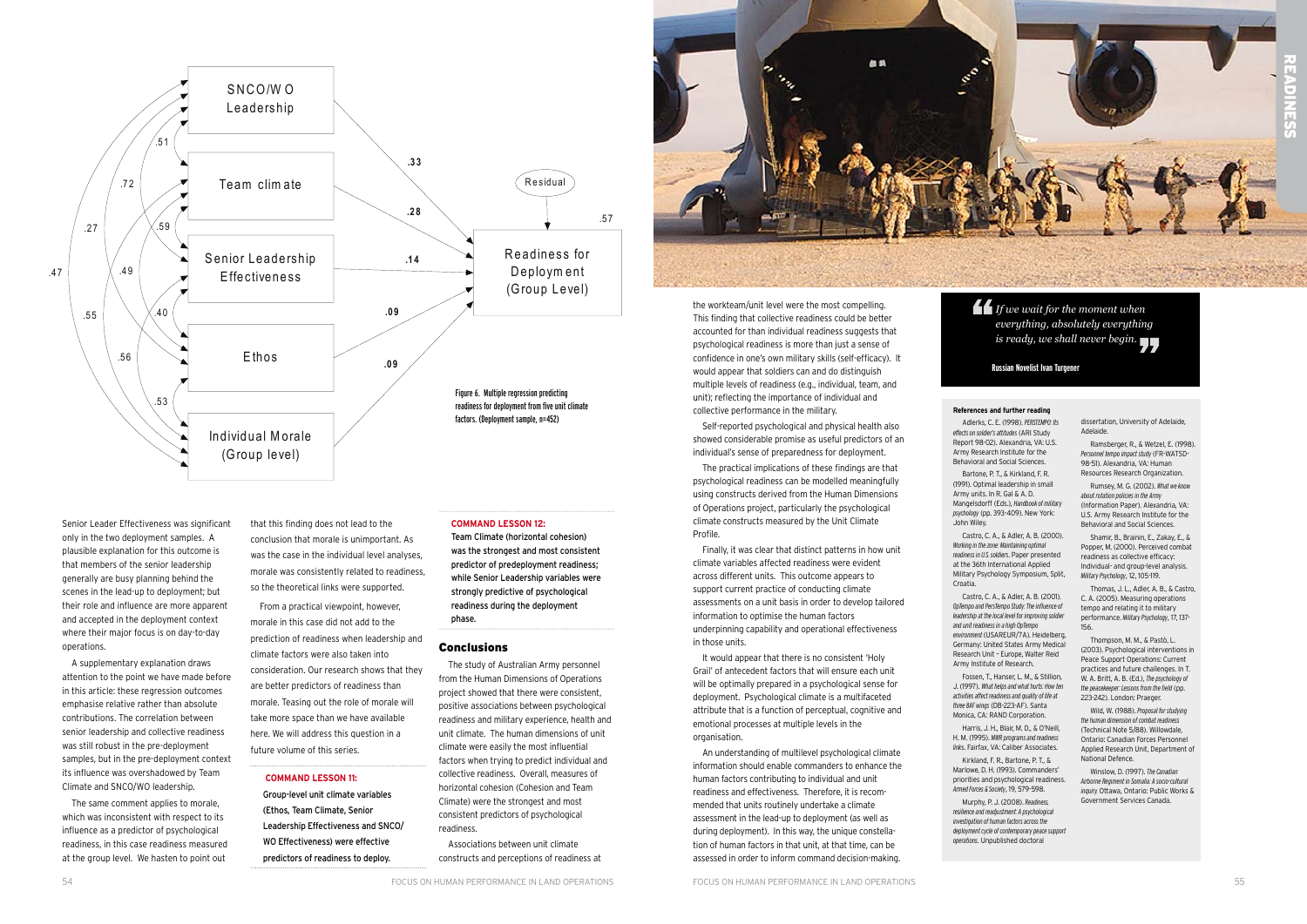SNCO/WO Leadership

Team climate

Senior Leadership Effectiveness

Ethos

Individual Morale (Group level)

Residual

Readiness for Deployment (Group Level)

.33

.28

.14

.09

.09

.57

.51

.72

.27

.59

.49

.47

.40

.55

.56

.53

Figure 6. Multiple regression predicting readiness for deployment from five unit climate factors. (Deployment sample, n=452)

Senior Leader Effectiveness was significant only in the two deployment samples. A plausible explanation for this outcome is that members of the senior leadership generally are busy planning behind the scenes in the lead-up to deployment; but their role and influence are more apparent and accepted in the deployment context where their major focus is on day-to-day operations.

A supplementary explanation draws attention to the point we have made before in this article: these regression outcomes emphasise relative rather than absolute contributions. The correlation between senior leadership and collective readiness was still robust in the pre-deployment samples, but in the pre-deployment context its influence was overshadowed by Team Climate and SNCO/WO leadership.

The same comment applies to morale, which was inconsistent with respect to its influence as a predictor of psychological readiness, in this case readiness measured at the group level. We hasten to point out that this finding does not lead to the conclusion that morale is unimportant. As was the case in the individual level analyses, morale was consistently related to readiness, so the theoretical links were supported.

From a practical viewpoint, however, morale in this case did not add to the prediction of readiness when leadership and climate factors were also taken into consideration. Our research shows that they are better predictors of readiness than morale. Teasing out the role of morale will take more space than we have available here. We will address this question in a future volume of this series.

**COMMAND LESSON 11:**

**Group-level unit climate variables (Ethos, Team Climate, Senior Leadership Effectiveness and SNCO/WO Effectiveness) were effective predictors of readiness to deploy.**

**COMMAND LESSON 12:**

**Team Climate (horizontal cohesion) was the strongest and most consistent predictor of predeployment readiness; while Senior Leadership variables were strongly predictive of psychological readiness during the deployment phase.**

## Conclusions

The study of Australian Army personnel from the Human Dimensions of Operations project showed that there were consistent, positive associations between psychological readiness and military experience, health and unit climate. The human dimensions of unit climate were easily the most influential factors when trying to predict individual and collective readiness. Overall, measures of horizontal cohesion (Cohesion and Team Climate) were the strongest and most consistent predictors of psychological readiness.

Associations between unit climate constructs and perceptions of readiness at the workteam/unit level were the most compelling. This finding that collective readiness could be better accounted for than individual readiness suggests that psychological readiness is more than just a sense of confidence in one's own military skills (self-efficacy). It would appear that soldiers can and do distinguish multiple levels of readiness (e.g., individual, team, and unit); reflecting the importance of individual and collective performance in the military.

Self-reported psychological and physical health also showed considerable promise as useful predictors of an individual's sense of preparedness for deployment.

The practical implications of these findings are that psychological readiness can be modelled meaningfully using constructs derived from the Human Dimensions of Operations project, particularly the psychological climate constructs measured by the Unit Climate Profile.

Finally, it was clear that distinct patterns in how unit climate variables affected readiness were evident across different units. This outcome appears to support current practice of conducting climate assessments on a unit basis in order to develop tailored information to optimise the human factors underpinning capability and operational effectiveness in those units.

It would appear that there is no consistent 'Holy Grail' of antecedent factors that will ensure each unit will be optimally prepared in a psychological sense for deployment. Psychological climate is a multifaceted attribute that is a function of perceptual, cognitive and emotional processes at multiple levels in the organisation.

An understanding of multilevel psychological climate information should enable commanders to enhance the human factors contributing to individual and unit readiness and effectiveness. Therefore, it is recommended that units routinely undertake a climate assessment in the lead-up to deployment (as well as during deployment). In this way, the unique constellation of human factors in that unit, at that time, can be assessed in order to inform command decision-making.

> *If we wait for the moment when everything, absolutely everything is ready, we shall never begin.*
>
> **Russian Novelist Ivan Turgener**

**References and further reading**

Adlerks, C. E. (1998). *PERSTEMPO: Its effects on soldier's attitudes* (ARI Study Report 98-02). Alexandria, VA: U.S. Army Research Institute for the Behavioral and Social Sciences.

Bartone, P. T., & Kirkland, F. R. (1991). Optimal leadership in small Army units. In R. Gal & A. D. Mangelsdorff (Eds.), *Handbook of military psychology* (pp. 393-409). New York: John Wiley.

Castro, C. A., & Adler, A. B. (2000). *Working in the zone: Maintaining optimal readiness in U.S. soldiers.* Paper presented at the 36th International Applied Military Psychology Symposium, Split, Croatia.

Castro, C. A., & Adler, A. B. (2001). *OpTempo and PersTempo Study: The influence of leadership at the local level for improving soldier and unit readiness in a high OpTempo environment* (USAREUR/7A). Heidelberg, Germany: United States Army Medical Research Unit – Europe, Walter Reid Army Institute of Research.

Fossen, T., Hanser, L. M., & Stillion, J. (1997). *What helps and what hurts: How ten activities affect readiness and quality of life at three 8AF wings* (DB-223-AF). Santa Monica, CA: RAND Corporation.

Harris, J. H., Blair, M. D., & O'Neill, H. M. (1995). *MWR programs and readiness links.* Fairfax, VA: Caliber Associates.

Kirkland, F. R., Bartone, P. T., & Marlowe, D. H. (1993). Commanders' priorities and psychological readiness. *Armed Forces & Society*, 19, 579-598.

Murphy, P. J. (2008). *Readiness, resilience and readjustment: A psychological investigation of human factors across the deployment cycle of contemporary peace support operations.* Unpublished doctoral dissertation, University of Adelaide, Adelaide.

Ramsberger, R., & Wetzel, E. (1998). *Personnel tempo impact study* (FR-WATSD-98-51). Alexandria, VA: Human Resources Research Organization.

Rumsey, M. G. (2002). *What we know about rotation policies in the Army* (Information Paper). Alexandria, VA: U.S. Army Research Institute for the Behavioral and Social Sciences.

Shamir, B., Brainin, E., Zakay, E., & Popper, M. (2000). Perceived combat readiness as collective efficacy: Individual- and group-level analysis. *Military Psychology*, 12, 105-119.

Thomas, J. L., Adler, A. B., & Castro, C. A. (2005). Measuring operations tempo and relating it to military performance. *Military Psychology*, 17, 137-156.

Thompson, M. M., & Pastò, L. (2003). Psychological interventions in Peace Support Operations: Current practices and future challenges. In T. W. A. Britt, A. B. (Ed.), *The psychology of the peacekeeper: Lessons from the field* (pp. 223-242). London: Praeger.

Wild, W. (1988). *Proposal for studying the human dimension of combat readiness* (Technical Note 5/88). Willowdale, Ontario: Canadian Forces Personnel Applied Research Unit, Department of National Defence.

Winslow, D. (1997). *The Canadian Airborne Regiment in Somalia: A socio-cultural inquiry.* Ottawa, Ontario: Public Works & Government Services Canada.